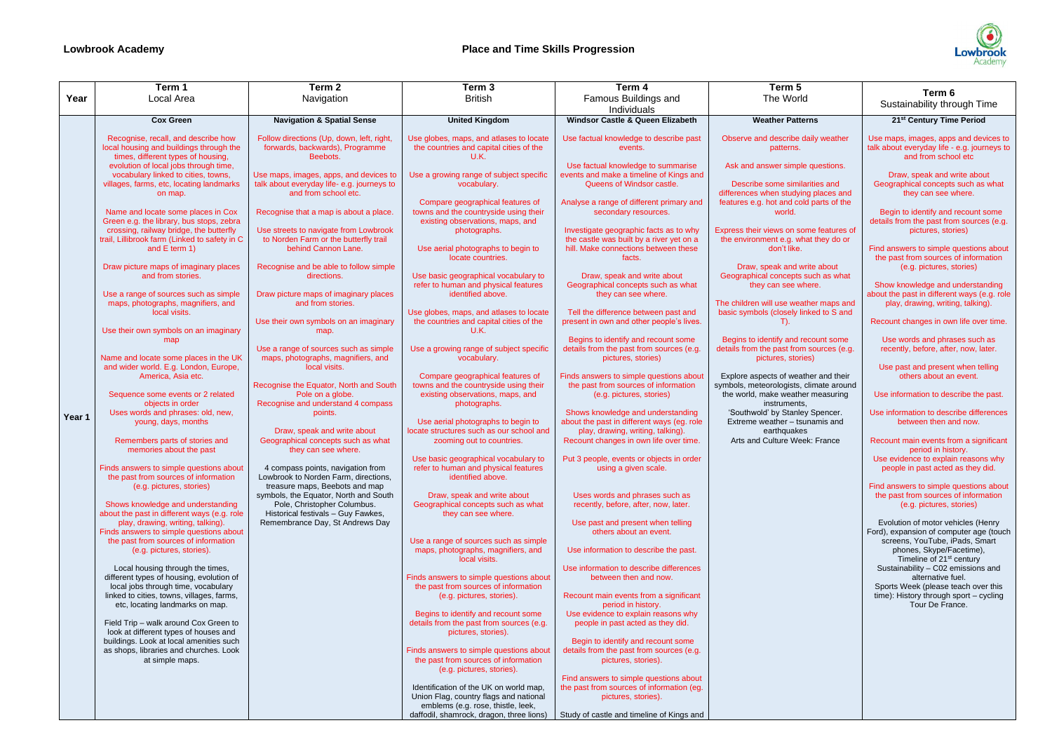**Lowbrook Academy**

# Place and Time Skills Progression

| Year | Term 1<br>Local Area | Term 2<br>Navigation | Term 3<br>British | Term 4<br>Famous Buildings and Individuals | Term 5<br>The World | Term 6<br>Sustainability through Time |
|---|---|---|---|---|---|---|
| Year 1 | **Cox Green**<br><br>Recognise, recall, and describe how local housing and buildings through the times, different types of housing, evolution of local jobs through time, vocabulary linked to cities, towns, villages, farms, etc, locating landmarks on map.<br><br>Name and locate some places in Cox Green e.g. the library, bus stops, zebra crossing, railway bridge, the butterfly trail, Lillibrook farm (Linked to safety in C and E term 1)<br><br>Draw picture maps of imaginary places and from stories.<br><br>Use a range of sources such as simple maps, photographs, magnifiers, and local visits.<br><br>Use their own symbols on an imaginary map<br><br>Name and locate some places in the UK and wider world. E.g. London, Europe, America, Asia etc.<br><br>Sequence some events or 2 related objects in order<br>Uses words and phrases: old, new, young, days, months<br><br>Remembers parts of stories and memories about the past<br><br>Finds answers to simple questions about the past from sources of information (e.g. pictures, stories)<br><br>Shows knowledge and understanding about the past in different ways (e.g. role play, drawing, writing, talking).<br>Finds answers to simple questions about the past from sources of information (e.g. pictures, stories).<br><br>Local housing through the times, different types of housing, evolution of local jobs through time, vocabulary linked to cities, towns, villages, farms, etc, locating landmarks on map.<br><br>Field Trip – walk around Cox Green to look at different types of houses and buildings. Look at local amenities such as shops, libraries and churches. Look at simple maps. | **Navigation & Spatial Sense**<br><br>Follow directions (Up, down, left, right, forwards, backwards), Programme Beebots.<br><br>Use maps, images, apps, and devices to talk about everyday life- e.g. journeys to and from school etc.<br><br>Recognise that a map is about a place.<br><br>Use streets to navigate from Lowbrook to Norden Farm or the butterfly trail behind Cannon Lane.<br><br>Recognise and be able to follow simple directions.<br><br>Draw picture maps of imaginary places and from stories.<br><br>Use their own symbols on an imaginary map.<br><br>Use a range of sources such as simple maps, photographs, magnifiers, and local visits.<br><br>Recognise the Equator, North and South Pole on a globe.<br>Recognise and understand 4 compass points.<br><br>Draw, speak and write about Geographical concepts such as what they can see where.<br><br>4 compass points, navigation from Lowbrook to Norden Farm, directions, treasure maps, Beebots and map symbols, the Equator, North and South Pole, Christopher Columbus.<br>Historical festivals – Guy Fawkes, Remembrance Day, St Andrews Day | **United Kingdom**<br><br>Use globes, maps, and atlases to locate the countries and capital cities of the U.K.<br><br>Use a growing range of subject specific vocabulary.<br><br>Compare geographical features of towns and the countryside using their existing observations, maps, and photographs.<br><br>Use aerial photographs to begin to locate countries.<br><br>Use basic geographical vocabulary to refer to human and physical features identified above.<br><br>Use globes, maps, and atlases to locate the countries and capital cities of the U.K.<br><br>Use a growing range of subject specific vocabulary.<br><br>Compare geographical features of towns and the countryside using their existing observations, maps, and photographs.<br><br>Use aerial photographs to begin to locate structures such as our school and zooming out to countries.<br><br>Use basic geographical vocabulary to refer to human and physical features identified above.<br><br>Draw, speak and write about Geographical concepts such as what they can see where.<br><br>Use a range of sources such as simple maps, photographs, magnifiers, and local visits.<br><br>Finds answers to simple questions about the past from sources of information (e.g. pictures, stories).<br><br>Begins to identify and recount some details from the past from sources (e.g. pictures, stories).<br><br>Finds answers to simple questions about the past from sources of information (e.g. pictures, stories).<br><br>Identification of the UK on world map, Union Flag, country flags and national emblems (e.g. rose, thistle, leek, daffodil, shamrock, dragon, three lions) | **Windsor Castle & Queen Elizabeth**<br><br>Use factual knowledge to describe past events.<br><br>Use factual knowledge to summarise events and make a timeline of Kings and Queens of Windsor castle.<br><br>Analyse a range of different primary and secondary resources.<br><br>Investigate geographic facts as to why the castle was built by a river yet on a hill. Make connections between these facts.<br><br>Draw, speak and write about Geographical concepts such as what they can see where.<br><br>Tell the difference between past and present in own and other people's lives.<br><br>Begins to identify and recount some details from the past from sources (e.g. pictures, stories)<br><br>Finds answers to simple questions about the past from sources of information (e.g. pictures, stories)<br><br>Shows knowledge and understanding about the past in different ways (eg. role play, drawing, writing, talking).<br>Recount changes in own life over time.<br><br>Put 3 people, events or objects in order using a given scale.<br><br>Uses words and phrases such as recently, before, after, now, later.<br><br>Use past and present when telling others about an event.<br><br>Use information to describe the past.<br><br>Use information to describe differences between then and now.<br><br>Recount main events from a significant period in history.<br>Use evidence to explain reasons why people in past acted as they did.<br><br>Begin to identify and recount some details from the past from sources (e.g. pictures, stories).<br><br>Find answers to simple questions about the past from sources of information (eg. pictures, stories).<br><br>Study of castle and timeline of Kings and | **Weather Patterns**<br><br>Observe and describe daily weather patterns.<br><br>Ask and answer simple questions.<br><br>Describe some similarities and differences when studying places and features e.g. hot and cold parts of the world.<br><br>Express their views on some features of the environment e.g. what they do or don't like.<br><br>Draw, speak and write about Geographical concepts such as what they can see where.<br><br>The children will use weather maps and basic symbols (closely linked to S and T).<br><br>Begins to identify and recount some details from the past from sources (e.g. pictures, stories)<br><br>Explore aspects of weather and their symbols, meteorologists, climate around the world, make weather measuring instruments,<br>'Southwold' by Stanley Spencer.<br>Extreme weather – tsunamis and earthquakes<br>Arts and Culture Week: France | **21st Century Time Period**<br><br>Use maps, images, apps and devices to talk about everyday life - e.g. journeys to and from school etc<br><br>Draw, speak and write about Geographical concepts such as what they can see where.<br><br>Begin to identify and recount some details from the past from sources (e.g. pictures, stories)<br><br>Find answers to simple questions about the past from sources of information (e.g. pictures, stories)<br><br>Show knowledge and understanding about the past in different ways (e.g. role play, drawing, writing, talking).<br><br>Recount changes in own life over time.<br><br>Use words and phrases such as recently, before, after, now, later.<br><br>Use past and present when telling others about an event.<br><br>Use information to describe the past.<br><br>Use information to describe differences between then and now.<br><br>Recount main events from a significant period in history.<br>Use evidence to explain reasons why people in past acted as they did.<br><br>Find answers to simple questions about the past from sources of information (e.g. pictures, stories)<br><br>Evolution of motor vehicles (Henry Ford), expansion of computer age (touch screens, YouTube, iPads, Smart phones, Skype/Facetime), Timeline of 21st century<br>Sustainability – C02 emissions and alternative fuel.<br>Sports Week (please teach over this time): History through sport – cycling Tour De France. |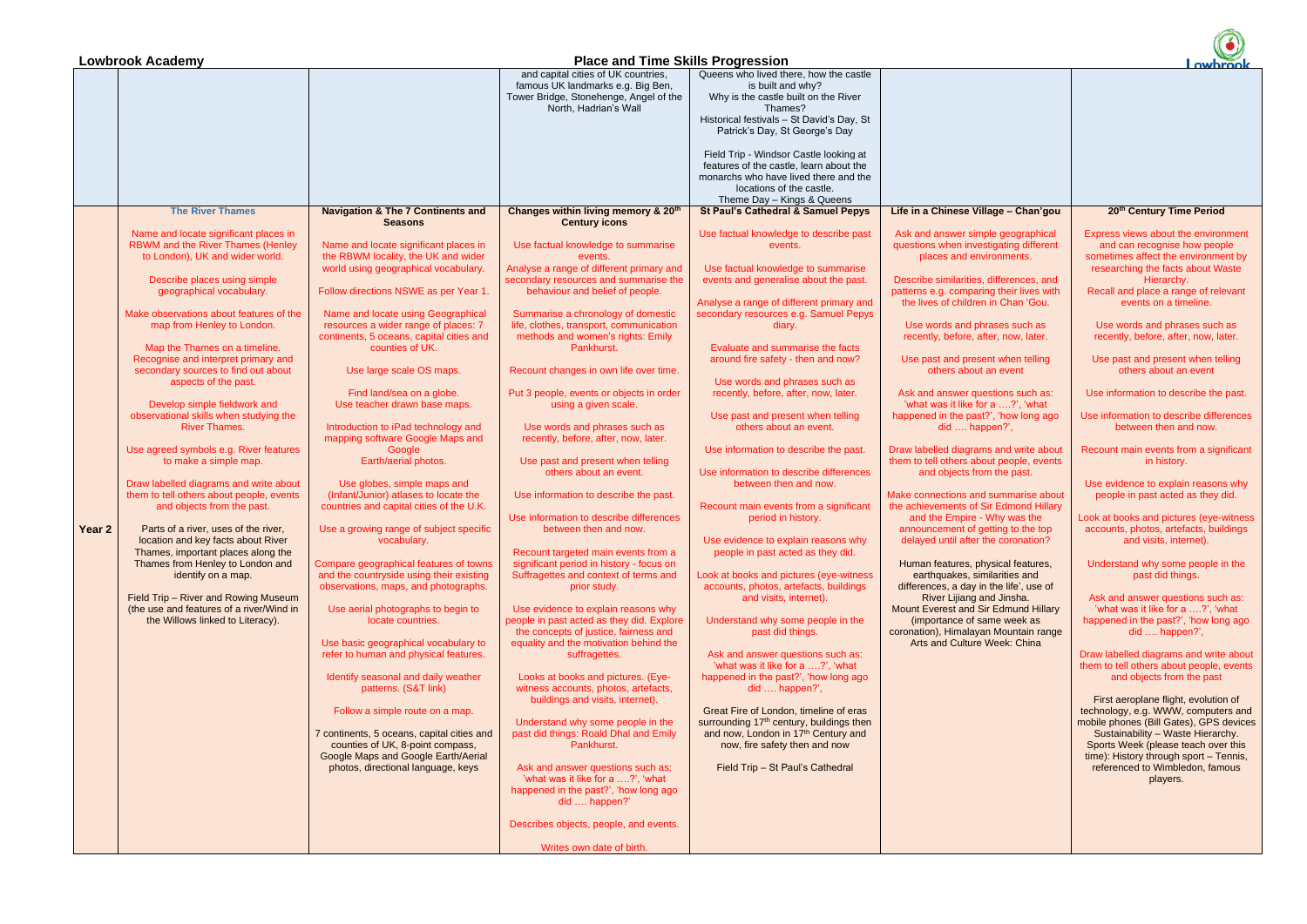**Lowbrook Academy** | **Place and Time Skills Progression**

| | | | | | | |
|---|---|---|---|---|---|---|
| | | | and capital cities of UK countries, famous UK landmarks e.g. Big Ben, Tower Bridge, Stonehenge, Angel of the North, Hadrian's Wall | Queens who lived there, how the castle is built and why? Why is the castle built on the River Thames? Historical festivals – St David's Day, St Patrick's Day, St George's Day<br><br>Field Trip - Windsor Castle looking at features of the castle, learn about the monarchs who have lived there and the locations of the castle.<br>Theme Day – Kings & Queens | | |
| **Year 2** | **The River Thames**<br><br>Name and locate significant places in RBWM and the River Thames (Henley to London), UK and wider world.<br><br>Describe places using simple geographical vocabulary.<br><br>Make observations about features of the map from Henley to London.<br><br>Map the Thames on a timeline. Recognise and interpret primary and secondary sources to find out about aspects of the past.<br><br>Develop simple fieldwork and observational skills when studying the River Thames.<br><br>Use agreed symbols e.g. River features to make a simple map.<br><br>Draw labelled diagrams and write about them to tell others about people, events and objects from the past.<br><br>Parts of a river, uses of the river, location and key facts about River Thames, important places along the Thames from Henley to London and identify on a map.<br><br>Field Trip – River and Rowing Museum (the use and features of a river/Wind in the Willows linked to Literacy). | **Navigation & The 7 Continents and Seasons**<br><br>Name and locate significant places in the RBWM locality, the UK and wider world using geographical vocabulary.<br><br>Follow directions NSWE as per Year 1.<br><br>Name and locate using Geographical resources a wider range of places: 7 continents, 5 oceans, capital cities and counties of UK.<br><br>Use large scale OS maps.<br><br>Find land/sea on a globe.<br>Use teacher drawn base maps.<br><br>Introduction to iPad technology and mapping software Google Maps and Google Earth/aerial photos.<br><br>Use globes, simple maps and (Infant/Junior) atlases to locate the countries and capital cities of the U.K.<br><br>Use a growing range of subject specific vocabulary.<br><br>Compare geographical features of towns and the countryside using their existing observations, maps, and photographs.<br><br>Use aerial photographs to begin to locate countries.<br><br>Use basic geographical vocabulary to refer to human and physical features.<br><br>Identify seasonal and daily weather patterns. (S&T link)<br><br>Follow a simple route on a map.<br><br>7 continents, 5 oceans, capital cities and counties of UK, 8-point compass, Google Maps and Google Earth/Aerial photos, directional language, keys | **Changes within living memory & 20th Century icons**<br><br>Use factual knowledge to summarise events.<br>Analyse a range of different primary and secondary resources and summarise the behaviour and belief of people.<br><br>Summarise a chronology of domestic life, clothes, transport, communication methods and women's rights: Emily Pankhurst.<br><br>Recount changes in own life over time.<br><br>Put 3 people, events or objects in order using a given scale.<br><br>Use words and phrases such as recently, before, after, now, later.<br><br>Use past and present when telling others about an event.<br><br>Use information to describe the past.<br><br>Use information to describe differences between then and now.<br><br>Recount targeted main events from a significant period in history - focus on Suffragettes and context of terms and prior study.<br><br>Use evidence to explain reasons why people in past acted as they did. Explore the concepts of justice, fairness and equality and the motivation behind the suffragettes.<br><br>Looks at books and pictures. (Eye-witness accounts, photos, artefacts, buildings and visits, internet).<br><br>Understand why some people in the past did things: Roald Dhal and Emily Pankhurst.<br><br>Ask and answer questions such as: 'what was it like for a ….?', 'what happened in the past?', 'how long ago did …. happen?'<br><br>Describes objects, people, and events.<br><br>Writes own date of birth. | **St Paul's Cathedral & Samuel Pepys**<br><br>Use factual knowledge to describe past events.<br><br>Use factual knowledge to summarise events and generalise about the past.<br><br>Analyse a range of different primary and secondary resources e.g. Samuel Pepys diary.<br><br>Evaluate and summarise the facts around fire safety - then and now?<br><br>Use words and phrases such as recently, before, after, now, later.<br><br>Use past and present when telling others about an event.<br><br>Use information to describe the past.<br><br>Use information to describe differences between then and now.<br><br>Recount main events from a significant period in history.<br><br>Use evidence to explain reasons why people in past acted as they did.<br><br>Look at books and pictures (eye-witness accounts, photos, artefacts, buildings and visits, internet).<br><br>Understand why some people in the past did things.<br><br>Ask and answer questions such as: 'what was it like for a ….?', 'what happened in the past?', 'how long ago did …. happen?',<br><br>Great Fire of London, timeline of eras surrounding 17th century, buildings then and now, London in 17th Century and now, fire safety then and now<br><br>Field Trip – St Paul's Cathedral | **Life in a Chinese Village – Chan'gou**<br><br>Ask and answer simple geographical questions when investigating different places and environments.<br><br>Describe similarities, differences, and patterns e.g. comparing their lives with the lives of children in Chan 'Gou.<br><br>Use words and phrases such as recently, before, after, now, later.<br><br>Use past and present when telling others about an event<br><br>Ask and answer questions such as: 'what was it like for a ….?', 'what happened in the past?', 'how long ago did …. happen?',<br><br>Draw labelled diagrams and write about them to tell others about people, events and objects from the past.<br><br>Make connections and summarise about the achievements of Sir Edmond Hillary and the Empire - Why was the announcement of getting to the top delayed until after the coronation?<br><br>Human features, physical features, earthquakes, similarities and differences, a day in the life', use of River Lijiang and Jinsha.<br>Mount Everest and Sir Edmund Hillary (importance of same week as coronation). Himalayan Mountain range Arts and Culture Week: China | **20th Century Time Period**<br><br>Express views about the environment and can recognise how people sometimes affect the environment by researching the facts about Waste Hierarchy.<br>Recall and place a range of relevant events on a timeline.<br><br>Use words and phrases such as recently, before, after, now, later.<br><br>Use past and present when telling others about an event<br><br>Use information to describe the past.<br><br>Use information to describe differences between then and now.<br><br>Recount main events from a significant in history.<br><br>Use evidence to explain reasons why people in past acted as they did.<br><br>Look at books and pictures (eye-witness accounts, photos, artefacts, buildings and visits, internet).<br><br>Understand why some people in the past did things.<br><br>Ask and answer questions such as: 'what was it like for a ….?', 'what happened in the past?', 'how long ago did …. happen?',<br><br>Draw labelled diagrams and write about them to tell others about people, events and objects from the past<br><br>First aeroplane flight, evolution of technology, e.g. WWW, computers and mobile phones (Bill Gates), GPS devices Sustainability – Waste Hierarchy. Sports Week (please teach over this time): History through sport – Tennis, referenced to Wimbledon, famous players. |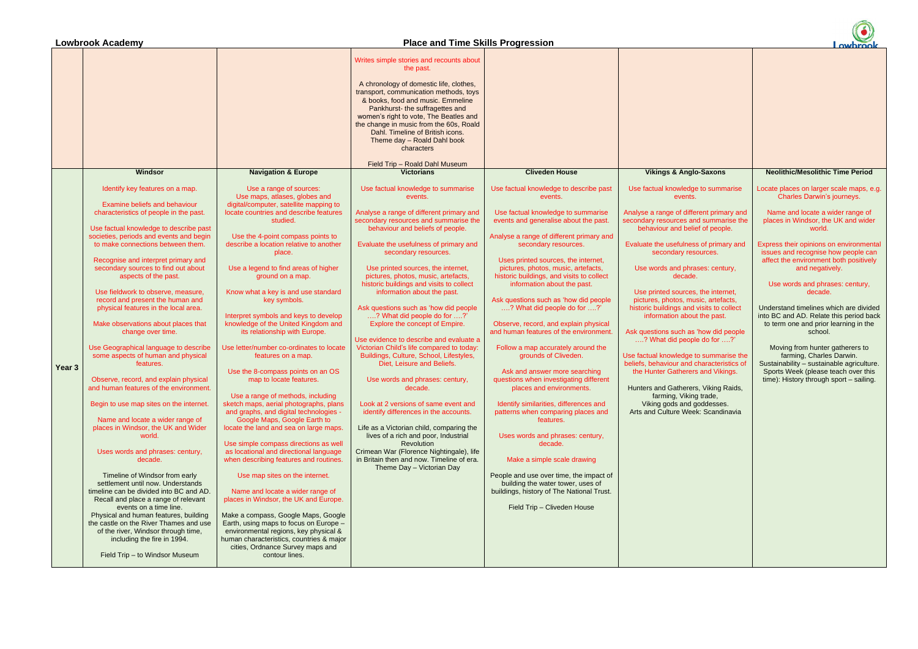**Lowbrook Academy** — **Place and Time Skills Progression**

| | | | | | | |
|---|---|---|---|---|---|---|
| | | | Writes simple stories and recounts about the past.<br><br>A chronology of domestic life, clothes, transport, communication methods, toys & books, food and music. Emmeline Pankhurst- the suffragettes and women's right to vote, The Beatles and the change in music from the 60s, Roald Dahl. Timeline of British icons. Theme day – Roald Dahl book characters<br><br>Field Trip – Roald Dahl Museum | | | |
| **Year 3** | **Windsor**<br><br>Identify key features on a map.<br><br>Examine beliefs and behaviour characteristics of people in the past.<br><br>Use factual knowledge to describe past societies, periods and events and begin to make connections between them.<br><br>Recognise and interpret primary and secondary sources to find out about aspects of the past.<br><br>Use fieldwork to observe, measure, record and present the human and physical features in the local area.<br><br>Make observations about places that change over time.<br><br>Use Geographical language to describe some aspects of human and physical features.<br><br>Observe, record, and explain physical and human features of the environment.<br><br>Begin to use map sites on the internet.<br><br>Name and locate a wider range of places in Windsor, the UK and Wider world.<br><br>Uses words and phrases: century, decade.<br><br>Timeline of Windsor from early settlement until now. Understands timeline can be divided into BC and AD. Recall and place a range of relevant events on a time line.<br>Physical and human features, building the castle on the River Thames and use of the river, Windsor through time, including the fire in 1994.<br><br>Field Trip – to Windsor Museum | **Navigation & Europe**<br><br>Use a range of sources:<br>Use maps, atlases, globes and digital/computer, satellite mapping to locate countries and describe features studied.<br><br>Use the 4-point compass points to describe a location relative to another place.<br><br>Use a legend to find areas of higher ground on a map.<br><br>Know what a key is and use standard key symbols.<br><br>Interpret symbols and keys to develop knowledge of the United Kingdom and its relationship with Europe.<br><br>Use letter/number co-ordinates to locate features on a map.<br><br>Use the 8-compass points on an OS map to locate features.<br><br>Use a range of methods, including sketch maps, aerial photographs, plans and graphs, and digital technologies - Google Maps, Google Earth to locate the land and sea on large maps.<br><br>Use simple compass directions as well as locational and directional language when describing features and routines.<br><br>Use map sites on the internet.<br><br>Name and locate a wider range of places in Windsor, the UK and Europe.<br><br>Make a compass, Google Maps, Google Earth, using maps to focus on Europe – environmental regions, key physical & human characteristics, countries & major cities, Ordnance Survey maps and contour lines. | **Victorians**<br><br>Use factual knowledge to summarise events.<br><br>Analyse a range of different primary and secondary resources and summarise the behaviour and beliefs of people.<br><br>Evaluate the usefulness of primary and secondary resources.<br><br>Use printed sources, the internet, pictures, photos, music, artefacts, historic buildings and visits to collect information about the past.<br><br>Ask questions such as 'how did people ….? What did people do for ….?' Explore the concept of Empire.<br><br>Use evidence to describe and evaluate a Victorian Child's life compared to today: Buildings, Culture, School, Lifestyles, Diet, Leisure and Beliefs.<br><br>Use words and phrases: century, decade.<br><br>Look at 2 versions of same event and identify differences in the accounts.<br><br>Life as a Victorian child, comparing the lives of a rich and poor, Industrial Revolution<br>Crimean War (Florence Nightingale), life in Britain then and now. Timeline of era. Theme Day – Victorian Day | **Cliveden House**<br><br>Use factual knowledge to describe past events.<br><br>Use factual knowledge to summarise events and generalise about the past.<br><br>Analyse a range of different primary and secondary resources.<br><br>Uses printed sources, the internet, pictures, photos, music, artefacts, historic buildings, and visits to collect information about the past.<br><br>Ask questions such as 'how did people ….? What did people do for ….?'<br><br>Observe, record, and explain physical and human features of the environment.<br><br>Follow a map accurately around the grounds of Cliveden.<br><br>Ask and answer more searching questions when investigating different places and environments.<br><br>Identify similarities, differences and patterns when comparing places and features.<br><br>Uses words and phrases: century, decade.<br><br>Make a simple scale drawing<br><br>People and use over time, the impact of building the water tower, uses of buildings, history of The National Trust.<br><br>Field Trip – Cliveden House | **Vikings & Anglo-Saxons**<br><br>Use factual knowledge to summarise events.<br><br>Analyse a range of different primary and secondary resources and summarise the behaviour and belief of people.<br><br>Evaluate the usefulness of primary and secondary resources.<br><br>Use words and phrases: century, decade.<br><br>Use printed sources, the internet, pictures, photos, music, artefacts, historic buildings and visits to collect information about the past.<br><br>Ask questions such as 'how did people ….? What did people do for ….?'<br><br>Use factual knowledge to summarise the beliefs, behaviour and characteristics of the Hunter Gatherers and Vikings.<br><br>Hunters and Gatherers, Viking Raids, farming, Viking trade, Viking gods and goddesses. Arts and Culture Week: Scandinavia | **Neolithic/Mesolithic Time Period**<br><br>Locate places on larger scale maps, e.g. Charles Darwin's journeys.<br><br>Name and locate a wider range of places in Windsor, the UK and wider world.<br><br>Express their opinions on environmental issues and recognise how people can affect the environment both positively and negatively.<br><br>Use words and phrases: century, decade.<br><br>Understand timelines which are divided into BC and AD. Relate this period back to term one and prior learning in the school.<br><br>Moving from hunter gatherers to farming, Charles Darwin. Sustainability – sustainable agriculture. Sports Week (please teach over this time): History through sport – sailing. |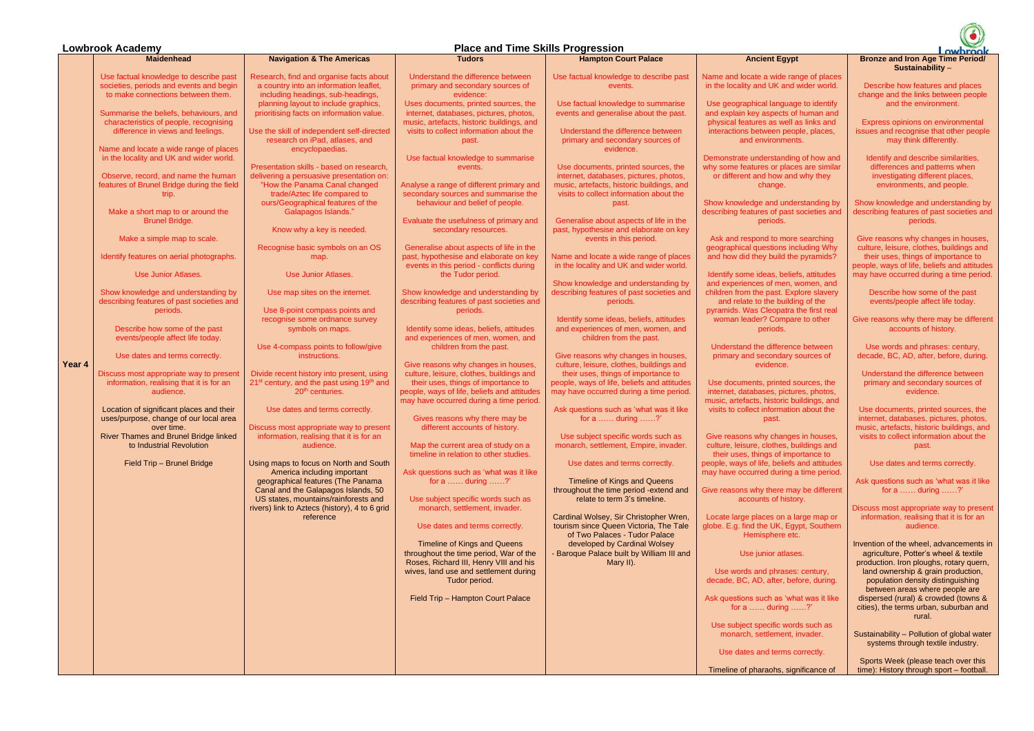**Lowbrook Academy**

# Place and Time Skills Progression

| | Maidenhead | Navigation & The Americas | Tudors | Hampton Court Palace | Ancient Egypt | Bronze and Iron Age Time Period/ Sustainability – |
|---|---|---|---|---|---|---|
| Year 4 | Use factual knowledge to describe past societies, periods and events and begin to make connections between them.<br><br>Summarise the beliefs, behaviours, and characteristics of people, recognising difference in views and feelings.<br><br>Name and locate a wide range of places in the locality and UK and wider world.<br><br>Observe, record, and name the human features of Brunel Bridge during the field trip.<br><br>Make a short map to or around the Brunel Bridge.<br><br>Make a simple map to scale.<br><br>Identify features on aerial photographs.<br><br>Use Junior Atlases.<br><br>Show knowledge and understanding by describing features of past societies and periods.<br><br>Describe how some of the past events/people affect life today.<br><br>Use dates and terms correctly.<br><br>Discuss most appropriate way to present information, realising that it is for an audience.<br><br>Location of significant places and their uses/purpose, change of our local area over time.<br>River Thames and Brunel Bridge linked to Industrial Revolution<br><br>Field Trip – Brunel Bridge | Research, find and organise facts about a country into an information leaflet, including headings, sub-headings, planning layout to include graphics, prioritising facts on information value.<br><br>Use the skill of independent self-directed research on iPad, atlases, and encyclopaedias.<br><br>Presentation skills - based on research, delivering a persuasive presentation on: "How the Panama Canal changed trade/Aztec life compared to ours/Geographical features of the Galapagos Islands."<br><br>Know why a key is needed.<br><br>Recognise basic symbols on an OS map.<br><br>Use Junior Atlases.<br><br>Use map sites on the internet.<br><br>Use 8-point compass points and recognise some ordnance survey symbols on maps.<br><br>Use 4-compass points to follow/give instructions.<br><br>Divide recent history into present, using 21st century, and the past using 19th and 20th centuries.<br><br>Use dates and terms correctly.<br><br>Discuss most appropriate way to present information, realising that it is for an audience.<br><br>Using maps to focus on North and South America including important geographical features (The Panama Canal and the Galapagos Islands, 50 US states, mountains/rainforests and rivers) link to Aztecs (history), 4 to 6 grid reference | Understand the difference between primary and secondary sources of evidence:<br>Uses documents, printed sources, the internet, databases, pictures, photos, music, artefacts, historic buildings, and visits to collect information about the past.<br><br>Use factual knowledge to summarise events.<br><br>Analyse a range of different primary and secondary sources and summarise the behaviour and belief of people.<br><br>Evaluate the usefulness of primary and secondary resources.<br><br>Generalise about aspects of life in the past, hypothesise and elaborate on key events in this period - conflicts during the Tudor period.<br><br>Show knowledge and understanding by describing features of past societies and periods.<br><br>Identify some ideas, beliefs, attitudes and experiences of men, women, and children from the past.<br><br>Give reasons why changes in houses, culture, leisure, clothes, buildings and their uses, things of importance to people, ways of life, beliefs and attitudes may have occurred during a time period.<br><br>Gives reasons why there may be different accounts of history.<br><br>Map the current area of study on a timeline in relation to other studies.<br><br>Ask questions such as 'what was it like for a …… during ……?'<br><br>Use subject specific words such as monarch, settlement, invader.<br><br>Use dates and terms correctly.<br><br>Timeline of Kings and Queens throughout the time period, War of the Roses, Richard III, Henry VIII and his wives, land use and settlement during Tudor period.<br><br>Field Trip – Hampton Court Palace | Use factual knowledge to describe past events.<br><br>Use factual knowledge to summarise events and generalise about the past.<br><br>Understand the difference between primary and secondary sources of evidence.<br><br>Use documents, printed sources, the internet, databases, pictures, photos, music, artefacts, historic buildings, and visits to collect information about the past.<br><br>Generalise about aspects of life in the past, hypothesise and elaborate on key events in this period.<br><br>Name and locate a wide range of places in the locality and UK and wider world.<br><br>Show knowledge and understanding by describing features of past societies and periods.<br><br>Identify some ideas, beliefs, attitudes and experiences of men, women, and children from the past.<br><br>Give reasons why changes in houses, culture, leisure, clothes, buildings and their uses, things of importance to people, ways of life, beliefs and attitudes may have occurred during a time period.<br><br>Ask questions such as 'what was it like for a …… during ……?'<br><br>Use subject specific words such as monarch, settlement, Empire, invader.<br><br>Use dates and terms correctly.<br><br>Timeline of Kings and Queens throughout the time period -extend and relate to term 3's timeline.<br><br>Cardinal Wolsey, Sir Christopher Wren, tourism since Queen Victoria, The Tale of Two Palaces - Tudor Palace developed by Cardinal Wolsey - Baroque Palace built by William III and Mary II). | Name and locate a wide range of places in the locality and UK and wider world.<br><br>Use geographical language to identify and explain key aspects of human and physical features as well as links and interactions between people, places, and environments.<br><br>Demonstrate understanding of how and why some features or places are similar or different and how and why they change.<br><br>Show knowledge and understanding by describing features of past societies and periods.<br><br>Ask and respond to more searching geographical questions including Why and how did they build the pyramids?<br><br>Identify some ideas, beliefs, attitudes and experiences of men, women, and children from the past. Explore slavery and relate to the building of the pyramids. Was Cleopatra the first real woman leader? Compare to other periods.<br><br>Understand the difference between primary and secondary sources of evidence.<br><br>Use documents, printed sources, the internet, databases, pictures, photos, music, artefacts, historic buildings, and visits to collect information about the past.<br><br>Give reasons why changes in houses, culture, leisure, clothes, buildings and their uses, things of importance to people, ways of life, beliefs and attitudes may have occurred during a time period.<br><br>Give reasons why there may be different accounts of history.<br><br>Locate large places on a large map or globe. E.g. find the UK, Egypt, Southern Hemisphere etc.<br><br>Use junior atlases.<br><br>Use words and phrases: century, decade, BC, AD, after, before, during.<br><br>Ask questions such as 'what was it like for a …… during ……?'<br><br>Use subject specific words such as monarch, settlement, invader.<br><br>Use dates and terms correctly.<br><br>Timeline of pharaohs, significance of | Describe how features and places change and the links between people and the environment.<br><br>Express opinions on environmental issues and recognise that other people may think differently.<br><br>Identify and describe similarities, differences and patterns when investigating different places, environments, and people.<br><br>Show knowledge and understanding by describing features of past societies and periods.<br><br>Give reasons why changes in houses, culture, leisure, clothes, buildings and their uses, things of importance to people, ways of life, beliefs and attitudes may have occurred during a time period.<br><br>Describe how some of the past events/people affect life today.<br><br>Give reasons why there may be different accounts of history.<br><br>Use words and phrases: century, decade, BC, AD, after, before, during.<br><br>Understand the difference between primary and secondary sources of evidence.<br><br>Use documents, printed sources, the internet, databases, pictures, photos, music, artefacts, historic buildings, and visits to collect information about the past.<br><br>Use dates and terms correctly.<br><br>Ask questions such as 'what was it like for a …… during ……?'<br><br>Discuss most appropriate way to present information, realising that it is for an audience.<br><br>Invention of the wheel, advancements in agriculture, Potter's wheel & textile production. Iron ploughs, rotary quern, land ownership & grain production, population density distinguishing between areas where people are dispersed (rural) & crowded (towns & cities), the terms urban, suburban and rural.<br><br>Sustainability – Pollution of global water systems through textile industry.<br><br>Sports Week (please teach over this time): History through sport – football. |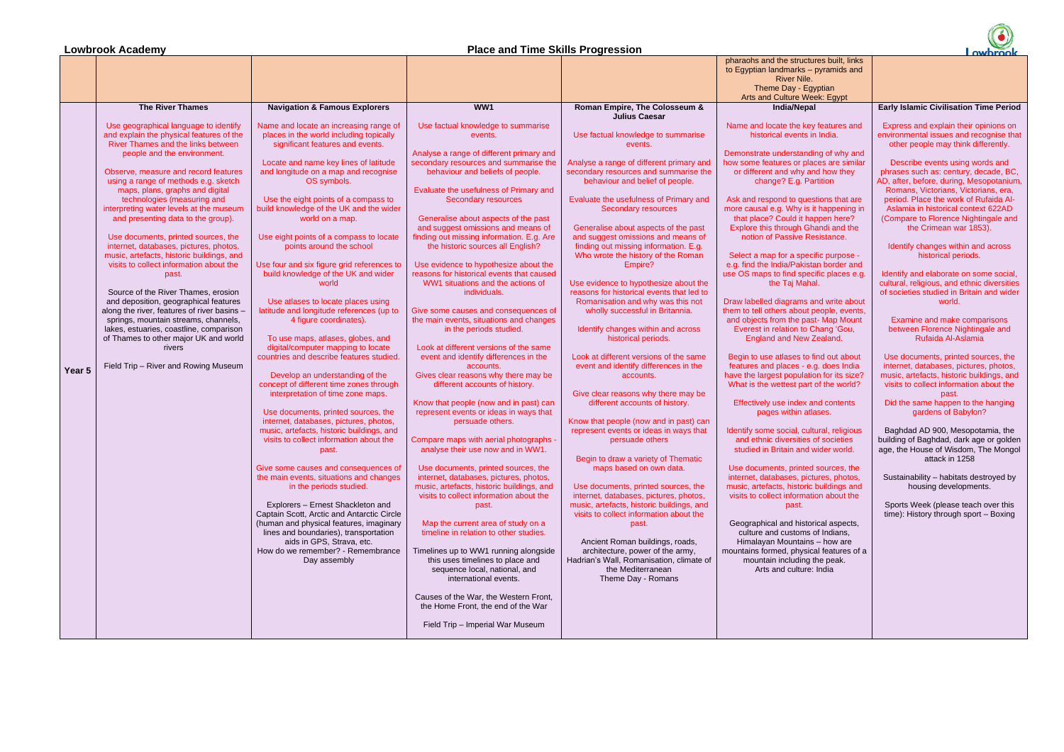**Lowbrook Academy**

# Place and Time Skills Progression

| | | | | | | |
|---|---|---|---|---|---|---|
| | | | | | pharaohs and the structures built, links to Egyptian landmarks – pyramids and River Nile.<br>Theme Day - Egyptian<br>Arts and Culture Week: Egypt | |
| **Year 5** | **The River Thames**<br><br>Use geographical language to identify and explain the physical features of the River Thames and the links between people and the environment.<br><br>Observe, measure and record features using a range of methods e.g. sketch maps, plans, graphs and digital technologies (measuring and interpreting water levels at the museum and presenting data to the group).<br><br>Use documents, printed sources, the internet, databases, pictures, photos, music, artefacts, historic buildings, and visits to collect information about the past.<br><br>Source of the River Thames, erosion and deposition, geographical features along the river, features of river basins – springs, mountain streams, channels, lakes, estuaries, coastline, comparison of Thames to other major UK and world rivers<br><br>Field Trip – River and Rowing Museum | **Navigation & Famous Explorers**<br><br>Name and locate an increasing range of places in the world including topically significant features and events.<br><br>Locate and name key lines of latitude and longitude on a map and recognise OS symbols.<br><br>Use the eight points of a compass to build knowledge of the UK and the wider world on a map.<br><br>Use eight points of a compass to locate points around the school<br><br>Use four and six figure grid references to build knowledge of the UK and wider world<br><br>Use atlases to locate places using latitude and longitude references (up to 4 figure coordinates).<br><br>To use maps, atlases, globes, and digital/computer mapping to locate countries and describe features studied.<br><br>Develop an understanding of the concept of different time zones through interpretation of time zone maps.<br><br>Use documents, printed sources, the internet, databases, pictures, photos, music, artefacts, historic buildings, and visits to collect information about the past.<br><br>Give some causes and consequences of the main events, situations and changes in the periods studied.<br><br>Explorers – Ernest Shackleton and Captain Scott, Arctic and Antarctic Circle (human and physical features, imaginary lines and boundaries), transportation aids in GPS, Strava, etc.<br>How do we remember? - Remembrance Day assembly | **WW1**<br><br>Use factual knowledge to summarise events.<br><br>Analyse a range of different primary and secondary resources and summarise the behaviour and beliefs of people.<br><br>Evaluate the usefulness of Primary and Secondary resources<br><br>Generalise about aspects of the past and suggest omissions and means of finding out missing information. E.g. Are the historic sources all English?<br><br>Use evidence to hypothesize about the reasons for historical events that caused WW1 situations and the actions of individuals.<br><br>Give some causes and consequences of the main events, situations and changes in the periods studied.<br><br>Look at different versions of the same event and identify differences in the accounts.<br><br>Gives clear reasons why there may be different accounts of history.<br><br>Know that people (now and in past) can represent events or ideas in ways that persuade others.<br><br>Compare maps with aerial photographs - analyse their use now and in WW1.<br><br>Use documents, printed sources, the internet, databases, pictures, photos, music, artefacts, historic buildings, and visits to collect information about the past.<br><br>Map the current area of study on a timeline in relation to other studies.<br><br>Timelines up to WW1 running alongside this uses timelines to place and sequence local, national, and international events.<br><br>Causes of the War, the Western Front, the Home Front, the end of the War<br><br>Field Trip – Imperial War Museum | **Roman Empire, The Colosseum & Julius Caesar**<br><br>Use factual knowledge to summarise events.<br><br>Analyse a range of different primary and secondary resources and summarise the behaviour and belief of people.<br><br>Evaluate the usefulness of Primary and Secondary resources<br><br>Generalise about aspects of the past and suggest omissions and means of finding out missing information. E.g. Who wrote the history of the Roman Empire?<br><br>Use evidence to hypothesize about the reasons for historical events that led to Romanisation and why was this not wholly successful in Britannia.<br><br>Identify changes within and across historical periods.<br><br>Look at different versions of the same event and identify differences in the accounts.<br><br>Give clear reasons why there may be different accounts of history.<br><br>Know that people (now and in past) can represent events or ideas in ways that persuade others<br><br>Begin to draw a variety of Thematic maps based on own data.<br><br>Use documents, printed sources, the internet, databases, pictures, photos, music, artefacts, historic buildings, and visits to collect information about the past.<br><br>Ancient Roman buildings, roads, architecture, power of the army, Hadrian's Wall, Romanisation, climate of the Mediterranean<br>Theme Day - Romans | **India/Nepal**<br><br>Name and locate the key features and historical events in India.<br><br>Demonstrate understanding of why and how some features or places are similar or different and why and how they change? E.g. Partition<br><br>Ask and respond to questions that are more causal e.g. Why is it happening in that place? Could it happen here? Explore this through Ghandi and the notion of Passive Resistance.<br><br>Select a map for a specific purpose - e.g. find the India/Pakistan border and use OS maps to find specific places e.g. the Taj Mahal.<br><br>Draw labelled diagrams and write about them to tell others about people, events, and objects from the past- Map Mount Everest in relation to Chang 'Gou, England and New Zealand.<br><br>Begin to use atlases to find out about features and places - e.g. does India have the largest population for its size? What is the wettest part of the world?<br><br>Effectively use index and contents pages within atlases.<br><br>Identify some social, cultural, religious and ethnic diversities of societies studied in Britain and wider world.<br><br>Use documents, printed sources, the internet, databases, pictures, photos, music, artefacts, historic buildings and visits to collect information about the past.<br><br>Geographical and historical aspects, culture and customs of Indians, Himalayan Mountains – how are mountains formed, physical features of a mountain including the peak.<br>Arts and culture: India | **Early Islamic Civilisation Time Period**<br><br>Express and explain their opinions on environmental issues and recognise that other people may think differently.<br><br>Describe events using words and phrases such as: century, decade, BC, AD, after, before, during, Mesopotanium, Romans, Victorians, Victorians, era, period. Place the work of Rufaida Al-Aslamia in historical context 622AD (Compare to Florence Nightingale and the Crimean war 1853).<br><br>Identify changes within and across historical periods.<br><br>Identify and elaborate on some social, cultural, religious, and ethnic diversities of societies studied in Britain and wider world.<br><br>Examine and make comparisons between Florence Nightingale and Rufaida Al-Aslamia<br><br>Use documents, printed sources, the internet, databases, pictures, photos, music, artefacts, historic buildings, and visits to collect information about the past.<br>Did the same happen to the hanging gardens of Babylon?<br><br>Baghdad AD 900, Mesopotamia, the building of Baghdad, dark age or golden age, the House of Wisdom, The Mongol attack in 1258<br><br>Sustainability – habitats destroyed by housing developments.<br><br>Sports Week (please teach over this time): History through sport – Boxing |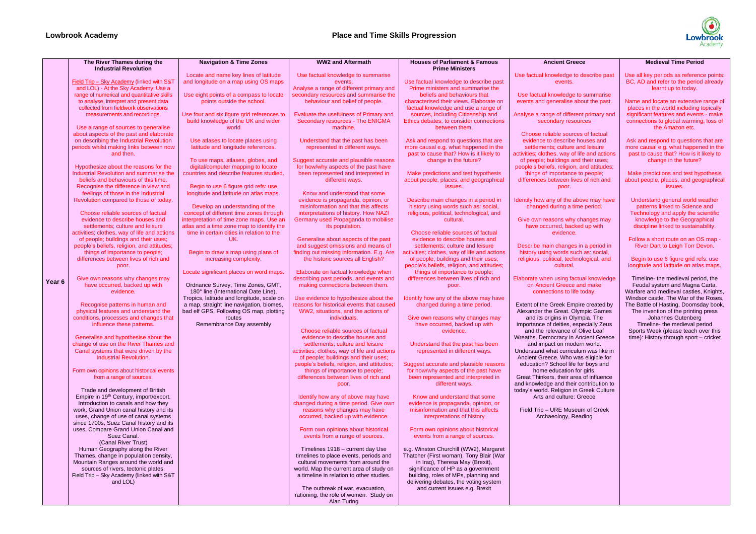**Lowbrook Academy**

# Place and Time Skills Progression

| | The River Thames during the Industrial Revolution | Navigation & Time Zones | WW2 and Aftermath | Houses of Parliament & Famous Prime Ministers | Ancient Greece | Medieval Time Period |
|---|---|---|---|---|---|---|
| Year 6 | Field Trip – Sky Academy (linked with S&T and LOL) - At the Sky Academy: Use a range of numerical and quantitative skills to analyse, interpret and present data collected from fieldwork observations measurements and recordings.<br><br>Use a range of sources to generalise about aspects of the past and elaborate on describing the Industrial Revolution periods whilst making links between now and then.<br><br>Hypothesize about the reasons for the Industrial Revolution and summarise the beliefs and behaviours of this time. Recognise the difference in view and feelings of those in the Industrial Revolution compared to those of today.<br><br>Choose reliable sources of factual evidence to describe houses and settlements; culture and leisure activities; clothes, way of life and actions of people; buildings and their uses; people's beliefs, religion, and attitudes; things of importance to people; differences between lives of rich and poor.<br><br>Give own reasons why changes may have occurred, backed up with evidence.<br><br>Recognise patterns in human and physical features and understand the conditions, processes and changes that influence these patterns.<br><br>Generalise and hypothesise about the change of use on the River Thames and Canal systems that were driven by the Industrial Revolution.<br><br>Form own opinions about historical events from a range of sources.<br><br>Trade and development of British Empire in 19th Century, import/export, Introduction to canals and how they work, Grand Union canal history and its uses, change of use of canal systems since 1700s, Suez Canal history and its uses, Compare Grand Union Canal and Suez Canal.<br>(Canal River Trust)<br>Human Geography along the River Thames, change in population density, Mountain Ranges around the world and sources of rivers, tectonic plates.<br>Field Trip – Sky Academy (linked with S&T and LOL) | Locate and name key lines of latitude and longitude on a map using OS maps<br><br>Use eight points of a compass to locate points outside the school.<br><br>Use four and six figure grid references to build knowledge of the UK and wider world<br><br>Use atlases to locate places using latitude and longitude references.<br><br>To use maps, atlases, globes, and digital/computer mapping to locate countries and describe features studied.<br><br>Begin to use 6 figure grid refs: use longitude and latitude on atlas maps.<br><br>Develop an understanding of the concept of different time zones through interpretation of time zone maps. Use an atlas and a time zone map to identify the time in certain cities in relation to the UK.<br><br>Begin to draw a map using plans of increasing complexity.<br><br>Locate significant places on word maps.<br><br>Ordnance Survey, Time Zones, GMT, 180° line (International Date Line), Tropics, latitude and longitude, scale on a map, straight line navigation, biomes, bad elf GPS, Following OS map, plotting routes<br>Remembrance Day assembly | Use factual knowledge to summarise events.<br>Analyse a range of different primary and secondary resources and summarise the behaviour and belief of people.<br><br>Evaluate the usefulness of Primary and Secondary resources - The ENIGMA machine.<br><br>Understand that the past has been represented in different ways.<br><br>Suggest accurate and plausible reasons for how/why aspects of the past have been represented and interpreted in different ways.<br><br>Know and understand that some evidence is propaganda, opinion, or misinformation and that this affects interpretations of history. How NAZI Germany used Propaganda to mobilise its population.<br><br>Generalise about aspects of the past and suggest omissions and means of finding out missing information. E.g. Are the historic sources all English?<br><br>Elaborate on factual knowledge when describing past periods, and events and making connections between them.<br><br>Use evidence to hypothesize about the reasons for historical events that caused WW2, situations, and the actions of individuals.<br><br>Choose reliable sources of factual evidence to describe houses and settlements; culture and leisure activities; clothes, way of life and actions of people; buildings and their uses; people's beliefs, religion, and attitudes; things of importance to people; differences between lives of rich and poor.<br><br>Identify how any of above may have changed during a time period. Give own reasons why changes may have occurred, backed up with evidence.<br><br>Form own opinions about historical events from a range of sources.<br><br>Timelines 1918 – current day Use timelines to place events, periods and cultural movements from around the world. Map the current area of study on a timeline in relation to other studies.<br><br>The outbreak of war, evacuation, rationing, the role of women. Study on Alan Turing | Use factual knowledge to describe past Prime ministers and summarise the beliefs and behaviours that characterised their views. Elaborate on factual knowledge and use a range of sources, including Citizenship and Ethics debates, to consider connections between them.<br><br>Ask and respond to questions that are more causal e.g. what happened in the past to cause that? How is it likely to change in the future?<br><br>Make predictions and test hypothesis about people, places, and geographical issues.<br><br>Describe main changes in a period in history using words such as: social, religious, political, technological, and cultural.<br><br>Choose reliable sources of factual evidence to describe houses and settlements; culture and leisure activities; clothes, way of life and actions of people; buildings and their uses; people's beliefs, religion, and attitudes; things of importance to people; differences between lives of rich and poor.<br><br>Identify how any of the above may have changed during a time period.<br><br>Give own reasons why changes may have occurred, backed up with evidence.<br><br>Understand that the past has been represented in different ways.<br><br>Suggest accurate and plausible reasons for how/why aspects of the past have been represented and interpreted in different ways.<br><br>Know and understand that some evidence is propaganda, opinion, or misinformation and that this affects interpretations of history<br><br>Form own opinions about historical events from a range of sources.<br><br>e.g. Winston Churchill (WW2), Margaret Thatcher (First woman), Tony Blair (War in Iraq), Theresa May (Brexit), significance of HP as a government building, roles of MPs, planning and delivering debates, the voting system and current issues e.g. Brexit | Use factual knowledge to describe past events.<br><br>Use factual knowledge to summarise events and generalise about the past.<br><br>Analyse a range of different primary and secondary resources<br><br>Choose reliable sources of factual evidence to describe houses and settlements; culture and leisure activities; clothes, way of life and actions of people; buildings and their uses; people's beliefs, religion, and attitudes; things of importance to people; differences between lives of rich and poor.<br><br>Identify how any of the above may have changed during a time period.<br><br>Give own reasons why changes may have occurred, backed up with evidence.<br><br>Describe main changes in a period in history using words such as: social, religious, political, technological, and cultural.<br><br>Elaborate when using factual knowledge on Ancient Greece and make connections to life today.<br><br>Extent of the Greek Empire created by Alexander the Great. Olympic Games and its origins in Olympia. The importance of deities, especially Zeus and the relevance of Olive Leaf Wreaths. Democracy in Ancient Greece and impact on modern world. Understand what curriculum was like in Ancient Greece. Who was eligible for education? School life for boys and home education for girls. Great Thinkers, their area of influence and knowledge and their contribution to today's world. Religion in Greek Culture Arts and culture: Greece<br><br>Field Trip – URE Museum of Greek Archaeology, Reading | Use all key periods as reference points: BC, AD and refer to the period already learnt up to today.<br><br>Name and locate an extensive range of places in the world including topically significant features and events - make connections to global warming, loss of the Amazon etc.<br><br>Ask and respond to questions that are more causal e.g. what happened in the past to cause that? How is it likely to change in the future?<br><br>Make predictions and test hypothesis about people, places, and geographical issues.<br><br>Understand general world weather patterns linked to Science and Technology and apply the scientific knowledge to the Geographical discipline linked to sustainability.<br><br>Follow a short route on an OS map - River Dart to Leigh Torr Devon.<br><br>Begin to use 6 figure grid refs: use longitude and latitude on atlas maps.<br><br>Timeline- the medieval period, the Feudal system and Magna Carta. Warfare and medieval castles, Knights, Windsor castle, The War of the Roses, The Battle of Hasting, Doomsday book, The invention of the printing press Johannes Gutenberg<br>Timeline- the medieval period<br>Sports Week (please teach over this time): History through sport – cricket |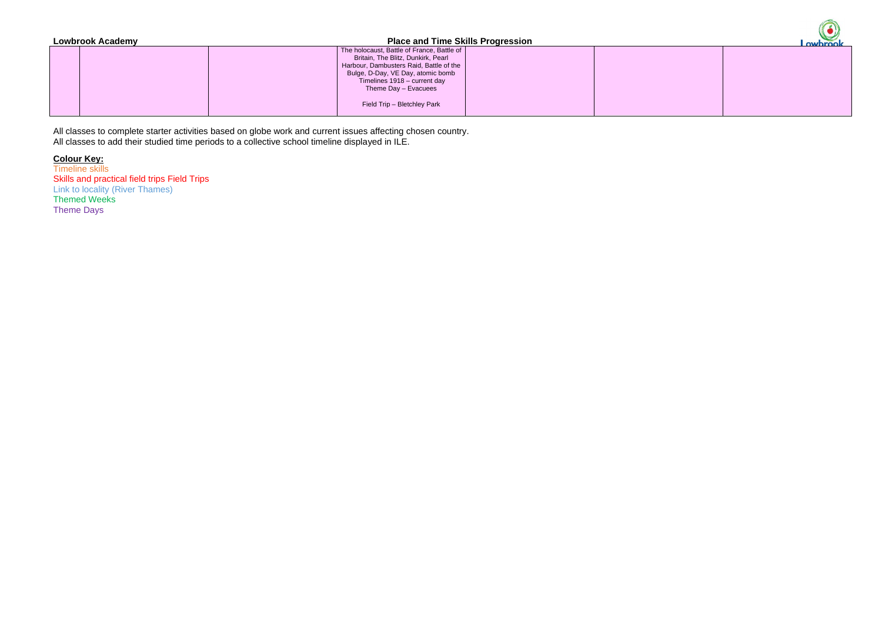| | | | | | | |
|---|---|---|---|---|---|---|
| | | | The holocaust, Battle of France, Battle of Britain, The Blitz, Dunkirk, Pearl Harbour, Dambusters Raid, Battle of the Bulge, D-Day, VE Day, atomic bomb<br>Timelines 1918 – current day<br>Theme Day – Evacuees<br><br>Field Trip – Bletchley Park | | | |

All classes to complete starter activities based on globe work and current issues affecting chosen country.
All classes to add their studied time periods to a collective school timeline displayed in ILE.

**Colour Key:**

Timeline skills
Skills and practical field trips Field Trips
Link to locality (River Thames)
Themed Weeks
Theme Days